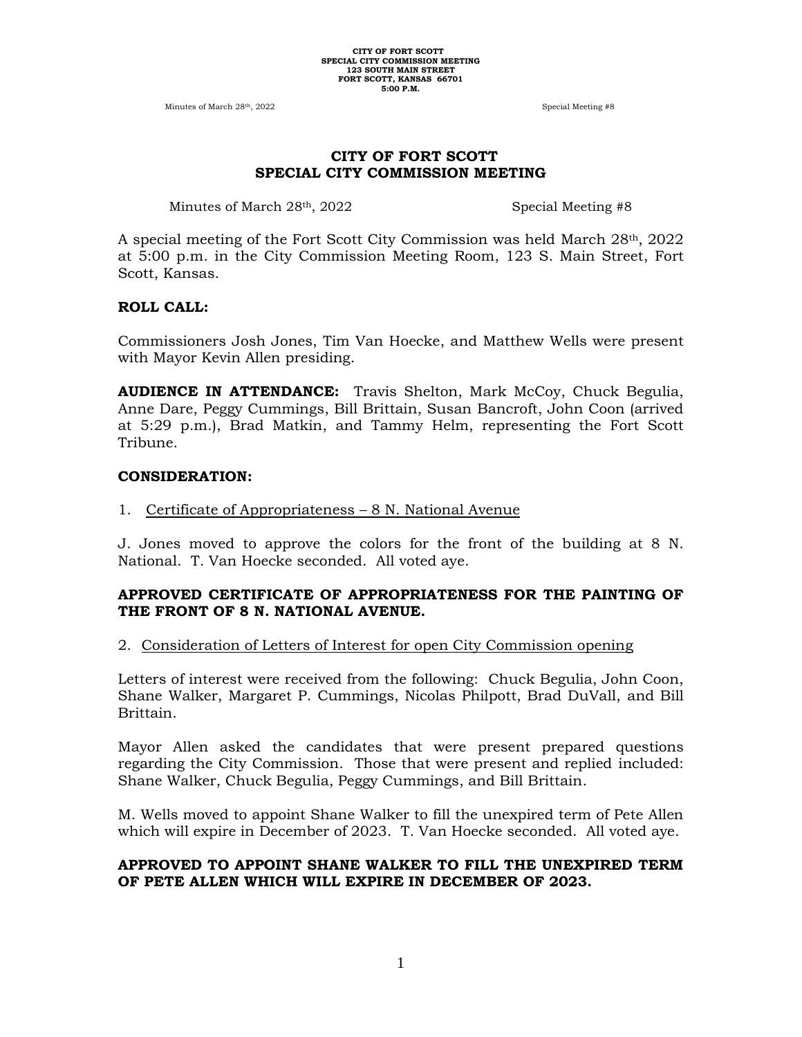# CITY OF FORT SCOTT
## SPECIAL CITY COMMISSION MEETING

Minutes of March 28th, 2022 Special Meeting #8

A special meeting of the Fort Scott City Commission was held March 28th, 2022 at 5:00 p.m. in the City Commission Meeting Room, 123 S. Main Street, Fort Scott, Kansas.

**ROLL CALL:**

Commissioners Josh Jones, Tim Van Hoecke, and Matthew Wells were present with Mayor Kevin Allen presiding.

**AUDIENCE IN ATTENDANCE:** Travis Shelton, Mark McCoy, Chuck Begulia, Anne Dare, Peggy Cummings, Bill Brittain, Susan Bancroft, John Coon (arrived at 5:29 p.m.), Brad Matkin, and Tammy Helm, representing the Fort Scott Tribune.

**CONSIDERATION:**

1. Certificate of Appropriateness – 8 N. National Avenue

J. Jones moved to approve the colors for the front of the building at 8 N. National. T. Van Hoecke seconded. All voted aye.

**APPROVED CERTIFICATE OF APPROPRIATENESS FOR THE PAINTING OF THE FRONT OF 8 N. NATIONAL AVENUE.**

2. Consideration of Letters of Interest for open City Commission opening

Letters of interest were received from the following: Chuck Begulia, John Coon, Shane Walker, Margaret P. Cummings, Nicolas Philpott, Brad DuVall, and Bill Brittain.

Mayor Allen asked the candidates that were present prepared questions regarding the City Commission. Those that were present and replied included: Shane Walker, Chuck Begulia, Peggy Cummings, and Bill Brittain.

M. Wells moved to appoint Shane Walker to fill the unexpired term of Pete Allen which will expire in December of 2023. T. Van Hoecke seconded. All voted aye.

**APPROVED TO APPOINT SHANE WALKER TO FILL THE UNEXPIRED TERM OF PETE ALLEN WHICH WILL EXPIRE IN DECEMBER OF 2023.**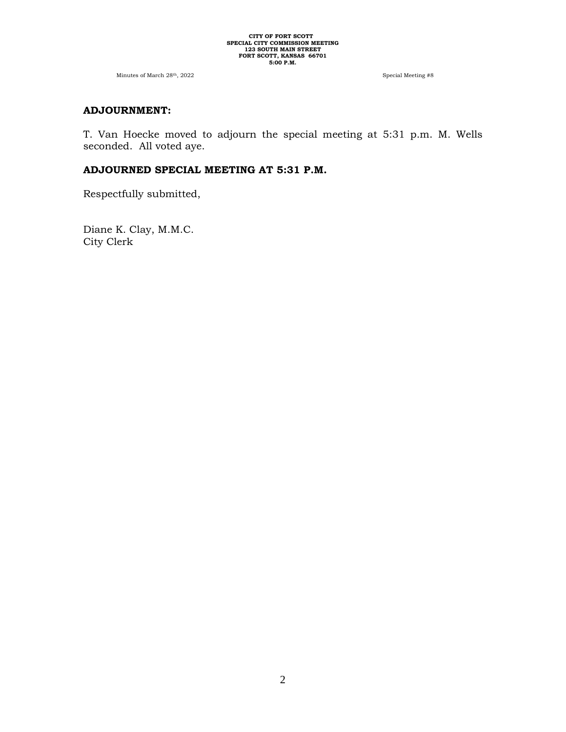## ADJOURNMENT:

T. Van Hoecke moved to adjourn the special meeting at 5:31 p.m. M. Wells seconded. All voted aye.

## ADJOURNED SPECIAL MEETING AT 5:31 P.M.

Respectfully submitted,

Diane K. Clay, M.M.C.
City Clerk